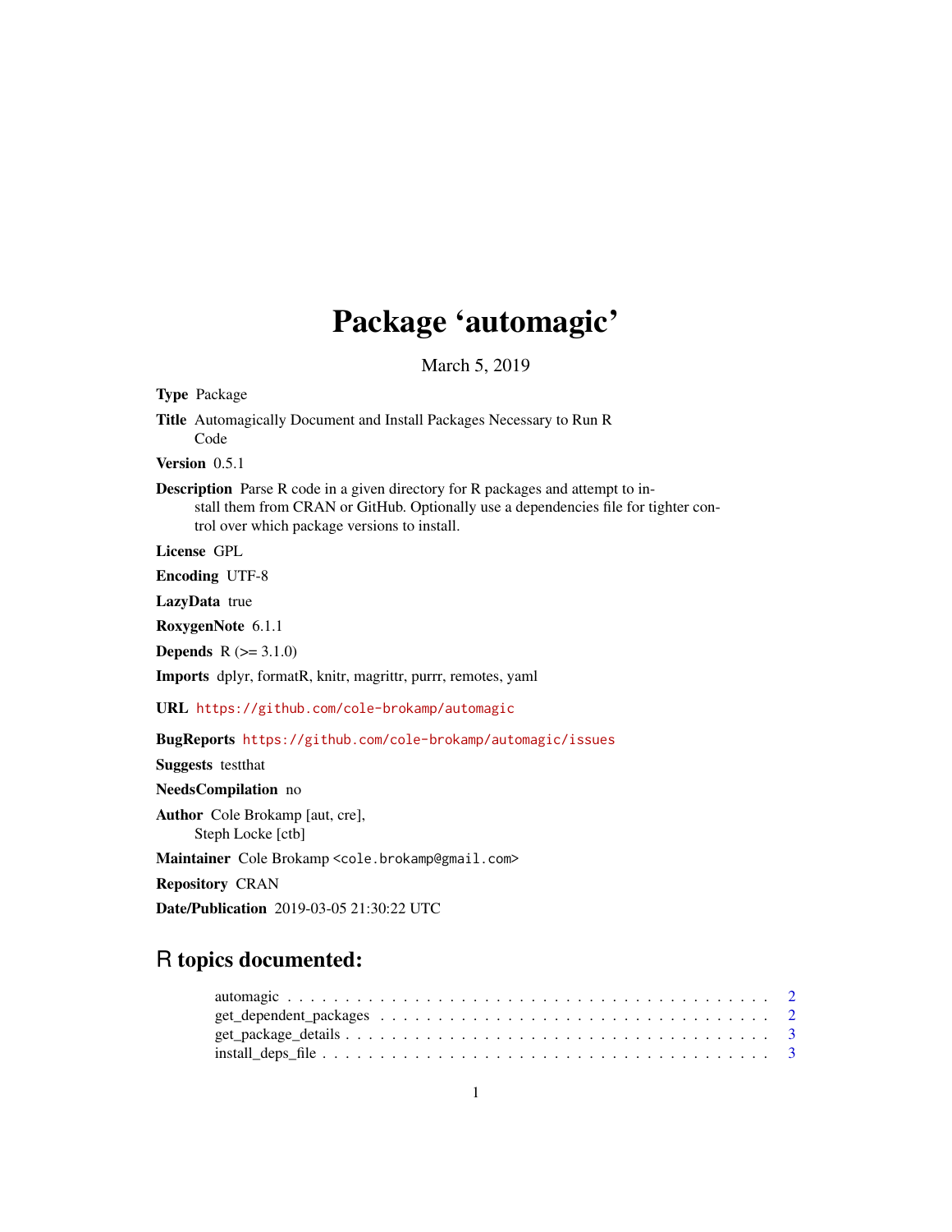# Package 'automagic'

March 5, 2019

**Type** Package

**Title** Automagically Document and Install Packages Necessary to Run R Code

**Version** 0.5.1

**Description** Parse R code in a given directory for R packages and attempt to install them from CRAN or GitHub. Optionally use a dependencies file for tighter control over which package versions to install.

**License** GPL

**Encoding** UTF-8

**LazyData** true

**RoxygenNote** 6.1.1

**Depends** R (>= 3.1.0)

**Imports** dplyr, formatR, knitr, magrittr, purrr, remotes, yaml

**URL** https://github.com/cole-brokamp/automagic

**BugReports** https://github.com/cole-brokamp/automagic/issues

**Suggests** testthat

**NeedsCompilation** no

**Author** Cole Brokamp [aut, cre], Steph Locke [ctb]

**Maintainer** Cole Brokamp <cole.brokamp@gmail.com>

**Repository** CRAN

**Date/Publication** 2019-03-05 21:30:22 UTC

## R topics documented:

- automagic . . . . . . . . . . . . . . . . . . . . . . . . . . . . . . . . . . . . . . . . . . 2
- get_dependent_packages . . . . . . . . . . . . . . . . . . . . . . . . . . . . . . . . . . 2
- get_package_details . . . . . . . . . . . . . . . . . . . . . . . . . . . . . . . . . . . . 3
- install_deps_file . . . . . . . . . . . . . . . . . . . . . . . . . . . . . . . . . . . . . 3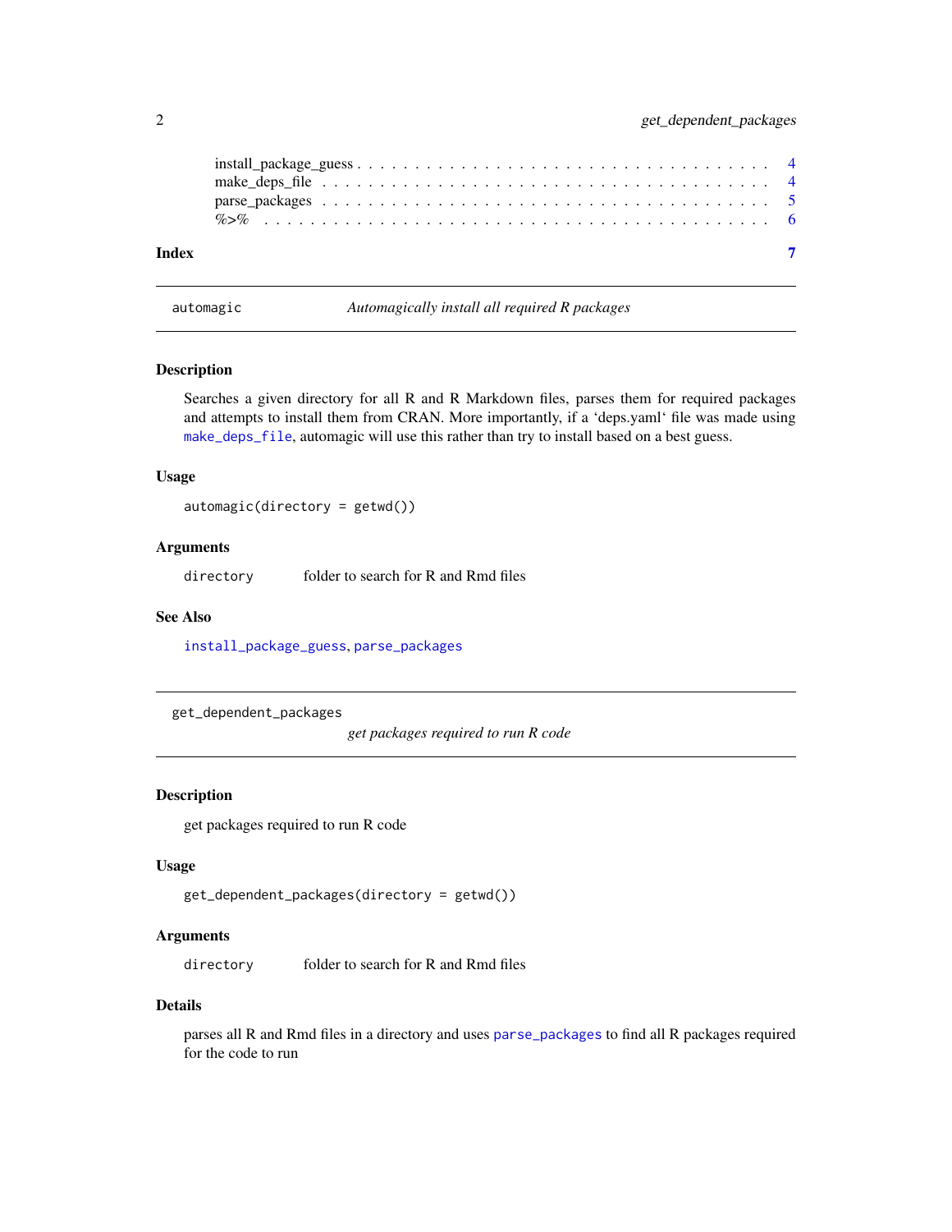install_package_guess . . . . . . . . . . . . . . . . . . . . . . . . . . . . . . . . . . 4
make_deps_file . . . . . . . . . . . . . . . . . . . . . . . . . . . . . . . . . . . . . 4
parse_packages . . . . . . . . . . . . . . . . . . . . . . . . . . . . . . . . . . . . . 5
%>% . . . . . . . . . . . . . . . . . . . . . . . . . . . . . . . . . . . . . . . . . . 6

**Index** **7**

---

## automagic — *Automagically install all required R packages*

### Description

Searches a given directory for all R and R Markdown files, parses them for required packages and attempts to install them from CRAN. More importantly, if a 'deps.yaml' file was made using `make_deps_file`, automagic will use this rather than try to install based on a best guess.

### Usage

```
automagic(directory = getwd())
```

### Arguments

| | |
|---|---|
| `directory` | folder to search for R and Rmd files |

### See Also

`install_package_guess`, `parse_packages`

---

## get_dependent_packages — *get packages required to run R code*

### Description

get packages required to run R code

### Usage

```
get_dependent_packages(directory = getwd())
```

### Arguments

| | |
|---|---|
| `directory` | folder to search for R and Rmd files |

### Details

parses all R and Rmd files in a directory and uses `parse_packages` to find all R packages required for the code to run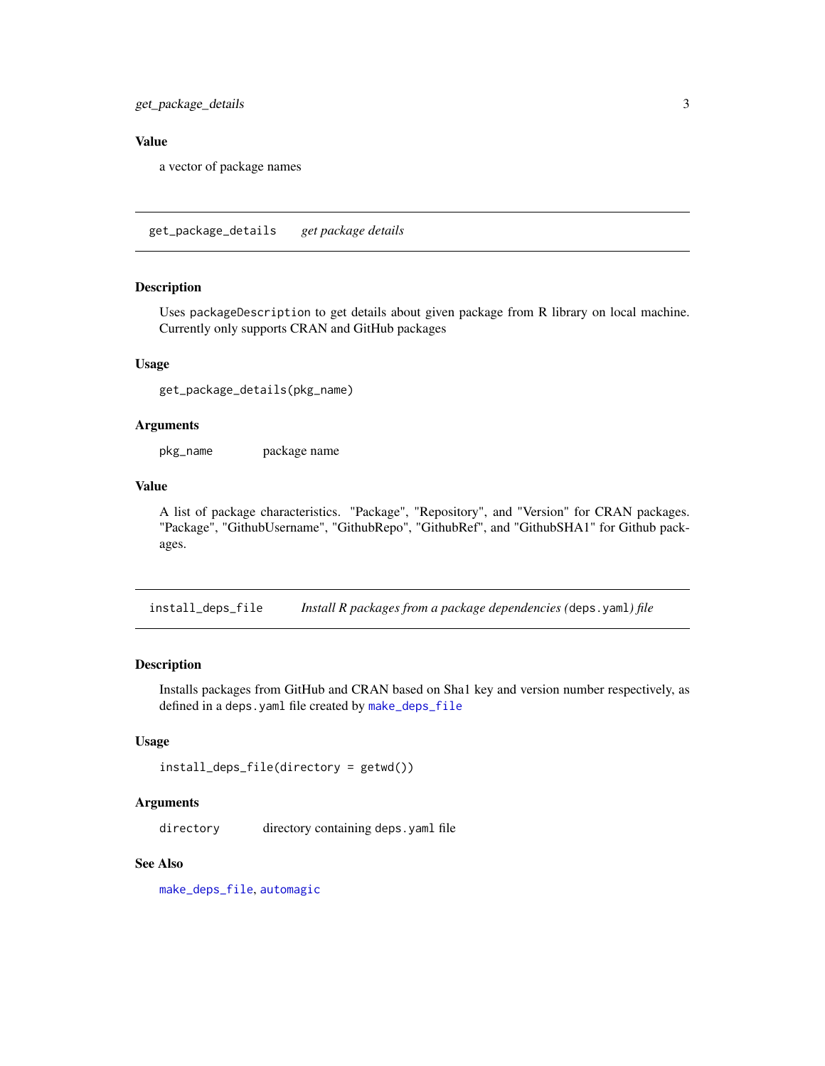### Value

a vector of package names

---

## get_package_details *get package details*

### Description

Uses `packageDescription` to get details about given package from R library on local machine. Currently only supports CRAN and GitHub packages

### Usage

```
get_package_details(pkg_name)
```

### Arguments

| | |
|---|---|
| `pkg_name` | package name |

### Value

A list of package characteristics. "Package", "Repository", and "Version" for CRAN packages. "Package", "GithubUsername", "GithubRepo", "GithubRef", and "GithubSHA1" for Github packages.

---

## install_deps_file *Install R packages from a package dependencies (`deps.yaml`) file*

### Description

Installs packages from GitHub and CRAN based on Sha1 key and version number respectively, as defined in a `deps.yaml` file created by `make_deps_file`

### Usage

```
install_deps_file(directory = getwd())
```

### Arguments

| | |
|---|---|
| `directory` | directory containing `deps.yaml` file |

### See Also

`make_deps_file`, `automagic`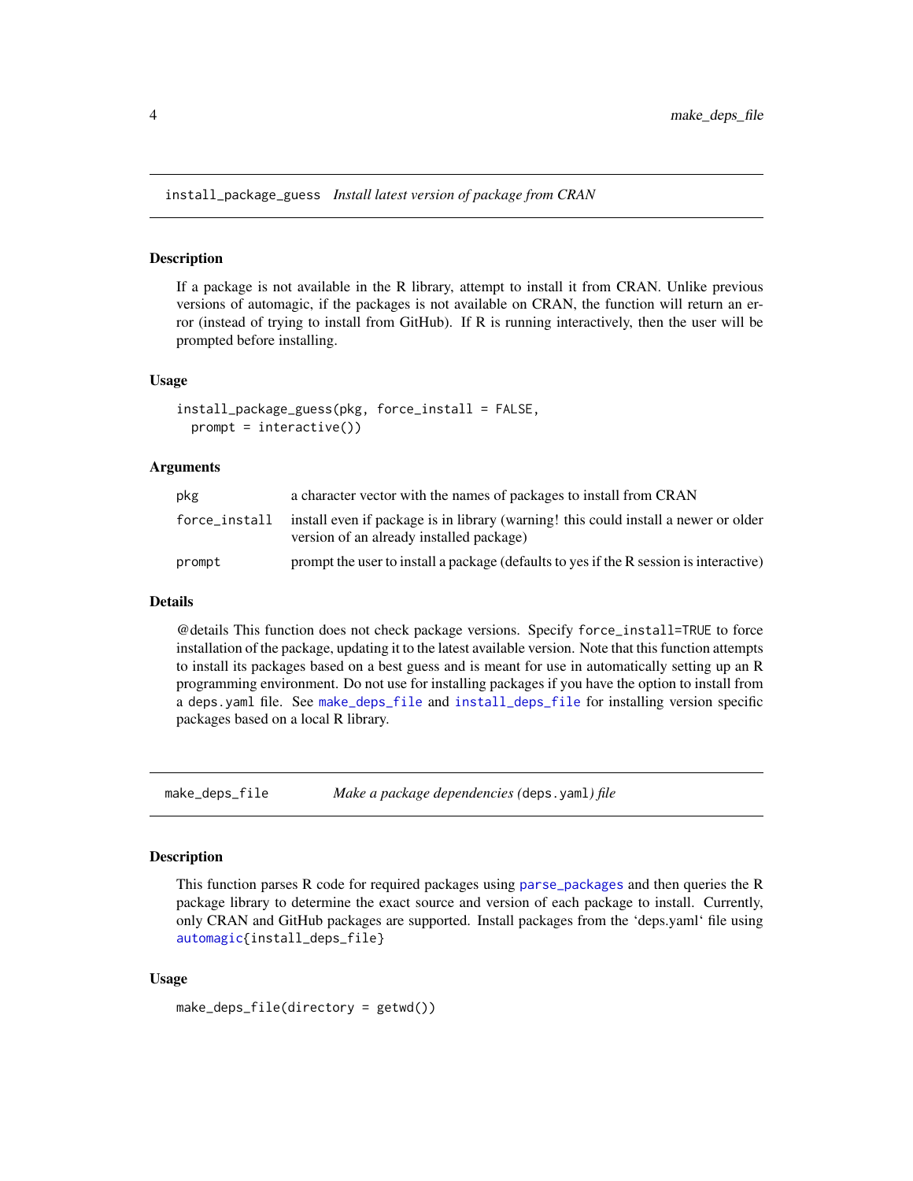## install_package_guess *Install latest version of package from CRAN*

### Description

If a package is not available in the R library, attempt to install it from CRAN. Unlike previous versions of automagic, if the packages is not available on CRAN, the function will return an error (instead of trying to install from GitHub). If R is running interactively, then the user will be prompted before installing.

### Usage

```
install_package_guess(pkg, force_install = FALSE,
  prompt = interactive())
```

### Arguments

| | |
|---|---|
| `pkg` | a character vector with the names of packages to install from CRAN |
| `force_install` | install even if package is in library (warning! this could install a newer or older version of an already installed package) |
| `prompt` | prompt the user to install a package (defaults to yes if the R session is interactive) |

### Details

@details This function does not check package versions. Specify `force_install=TRUE` to force installation of the package, updating it to the latest available version. Note that this function attempts to install its packages based on a best guess and is meant for use in automatically setting up an R programming environment. Do not use for installing packages if you have the option to install from a `deps.yaml` file. See `make_deps_file` and `install_deps_file` for installing version specific packages based on a local R library.

## make_deps_file *Make a package dependencies (`deps.yaml`) file*

### Description

This function parses R code for required packages using `parse_packages` and then queries the R package library to determine the exact source and version of each package to install. Currently, only CRAN and GitHub packages are supported. Install packages from the 'deps.yaml' file using `automagic{install_deps_file}`

### Usage

```
make_deps_file(directory = getwd())
```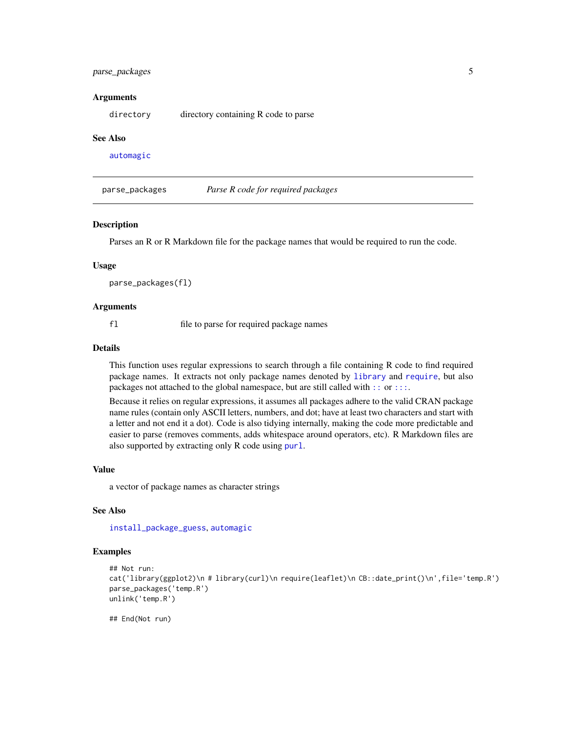### Arguments

`directory` directory containing R code to parse

### See Also

`automagic`

---

## parse_packages — *Parse R code for required packages*

---

### Description

Parses an R or R Markdown file for the package names that would be required to run the code.

### Usage

```
parse_packages(fl)
```

### Arguments

`fl` file to parse for required package names

### Details

This function uses regular expressions to search through a file containing R code to find required package names. It extracts not only package names denoted by `library` and `require`, but also packages not attached to the global namespace, but are still called with `::` or `:::`.

Because it relies on regular expressions, it assumes all packages adhere to the valid CRAN package name rules (contain only ASCII letters, numbers, and dot; have at least two characters and start with a letter and not end it a dot). Code is also tidying internally, making the code more predictable and easier to parse (removes comments, adds whitespace around operators, etc). R Markdown files are also supported by extracting only R code using `purl`.

### Value

a vector of package names as character strings

### See Also

`install_package_guess`, `automagic`

### Examples

```
## Not run:
cat('library(ggplot2)\n # library(curl)\n require(leaflet)\n CB::date_print()\n',file='temp.R')
parse_packages('temp.R')
unlink('temp.R')

## End(Not run)
```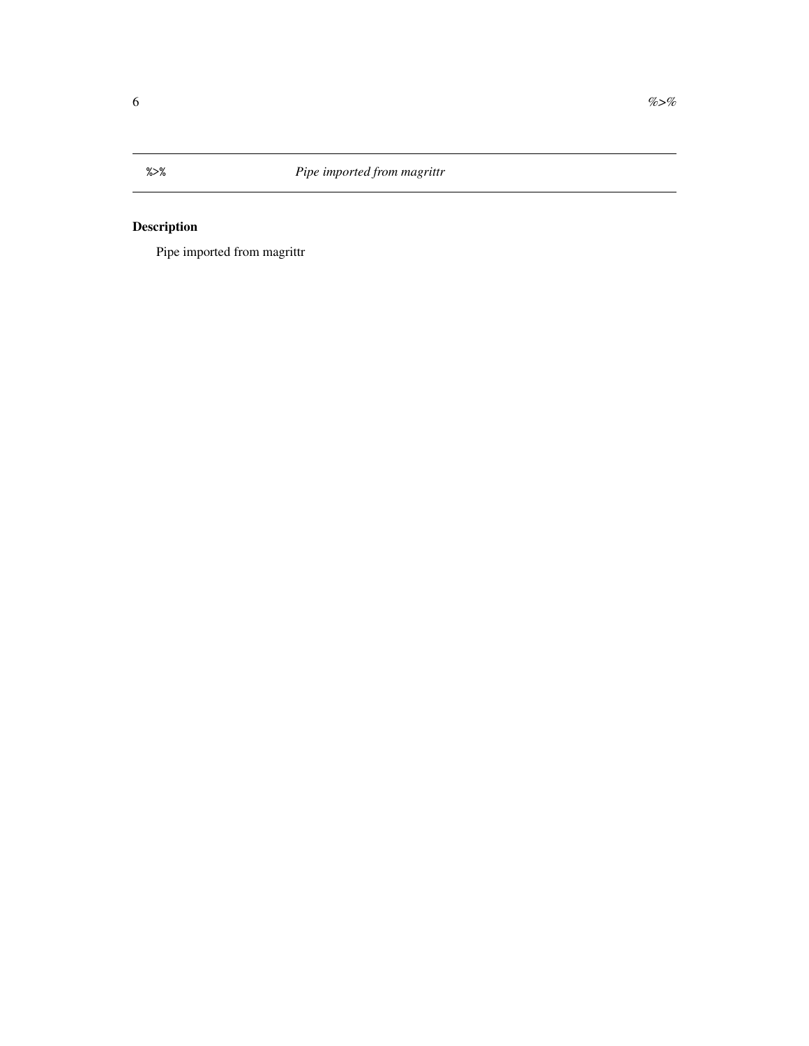## `%>%` *Pipe imported from magrittr*

### Description

Pipe imported from magrittr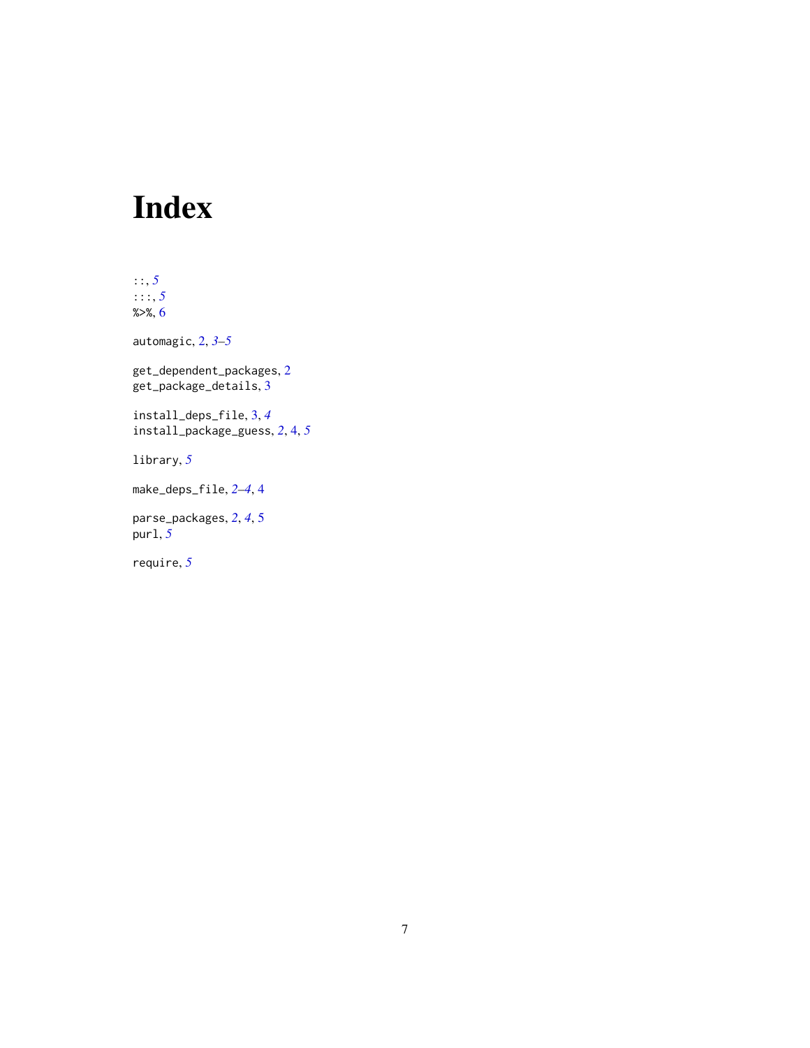# Index

::, *5*
:::, *5*
%>%, 6

automagic, 2, *3–5*

get_dependent_packages, 2
get_package_details, 3

install_deps_file, 3, *4*
install_package_guess, *2*, 4, *5*

library, *5*

make_deps_file, *2–4*, 4

parse_packages, *2*, *4*, 5
purl, *5*

require, *5*